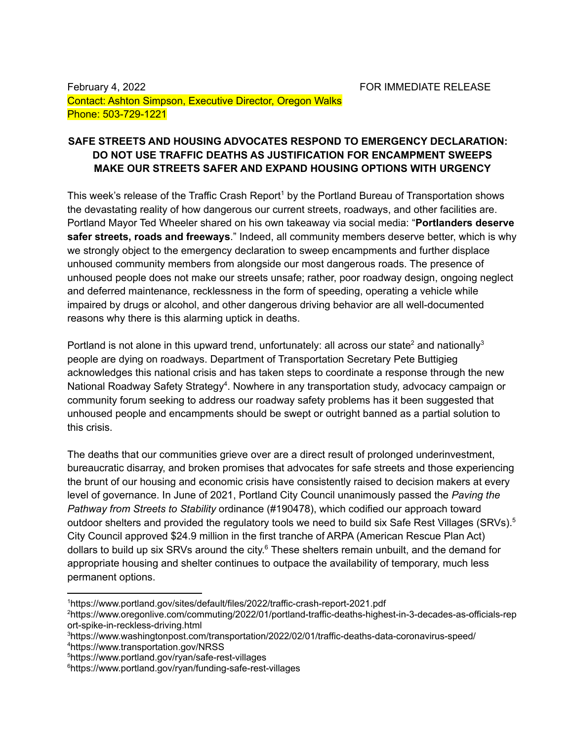February 4, 2022 FOR IMMEDIATE RELEASE

Contact: Ashton Simpson, Executive Director, Oregon Walks
Phone: 503-729-1221

**SAFE STREETS AND HOUSING ADVOCATES RESPOND TO EMERGENCY DECLARATION: DO NOT USE TRAFFIC DEATHS AS JUSTIFICATION FOR ENCAMPMENT SWEEPS MAKE OUR STREETS SAFER AND EXPAND HOUSING OPTIONS WITH URGENCY**

This week's release of the Traffic Crash Report[1] by the Portland Bureau of Transportation shows the devastating reality of how dangerous our current streets, roadways, and other facilities are. Portland Mayor Ted Wheeler shared on his own takeaway via social media: "**Portlanders deserve safer streets, roads and freeways**." Indeed, all community members deserve better, which is why we strongly object to the emergency declaration to sweep encampments and further displace unhoused community members from alongside our most dangerous roads. The presence of unhoused people does not make our streets unsafe; rather, poor roadway design, ongoing neglect and deferred maintenance, recklessness in the form of speeding, operating a vehicle while impaired by drugs or alcohol, and other dangerous driving behavior are all well-documented reasons why there is this alarming uptick in deaths.

Portland is not alone in this upward trend, unfortunately: all across our state[2] and nationally[3] people are dying on roadways. Department of Transportation Secretary Pete Buttigieg acknowledges this national crisis and has taken steps to coordinate a response through the new National Roadway Safety Strategy[4]. Nowhere in any transportation study, advocacy campaign or community forum seeking to address our roadway safety problems has it been suggested that unhoused people and encampments should be swept or outright banned as a partial solution to this crisis.

The deaths that our communities grieve over are a direct result of prolonged underinvestment, bureaucratic disarray, and broken promises that advocates for safe streets and those experiencing the brunt of our housing and economic crisis have consistently raised to decision makers at every level of governance. In June of 2021, Portland City Council unanimously passed the *Paving the Pathway from Streets to Stability* ordinance (#190478), which codified our approach toward outdoor shelters and provided the regulatory tools we need to build six Safe Rest Villages (SRVs).[5] City Council approved $24.9 million in the first tranche of ARPA (American Rescue Plan Act) dollars to build up six SRVs around the city.[6] These shelters remain unbuilt, and the demand for appropriate housing and shelter continues to outpace the availability of temporary, much less permanent options.

---

[1] https://www.portland.gov/sites/default/files/2022/traffic-crash-report-2021.pdf

[2] https://www.oregonlive.com/commuting/2022/01/portland-traffic-deaths-highest-in-3-decades-as-officials-report-spike-in-reckless-driving.html

[3] https://www.washingtonpost.com/transportation/2022/02/01/traffic-deaths-data-coronavirus-speed/

[4] https://www.transportation.gov/NRSS

[5] https://www.portland.gov/ryan/safe-rest-villages

[6] https://www.portland.gov/ryan/funding-safe-rest-villages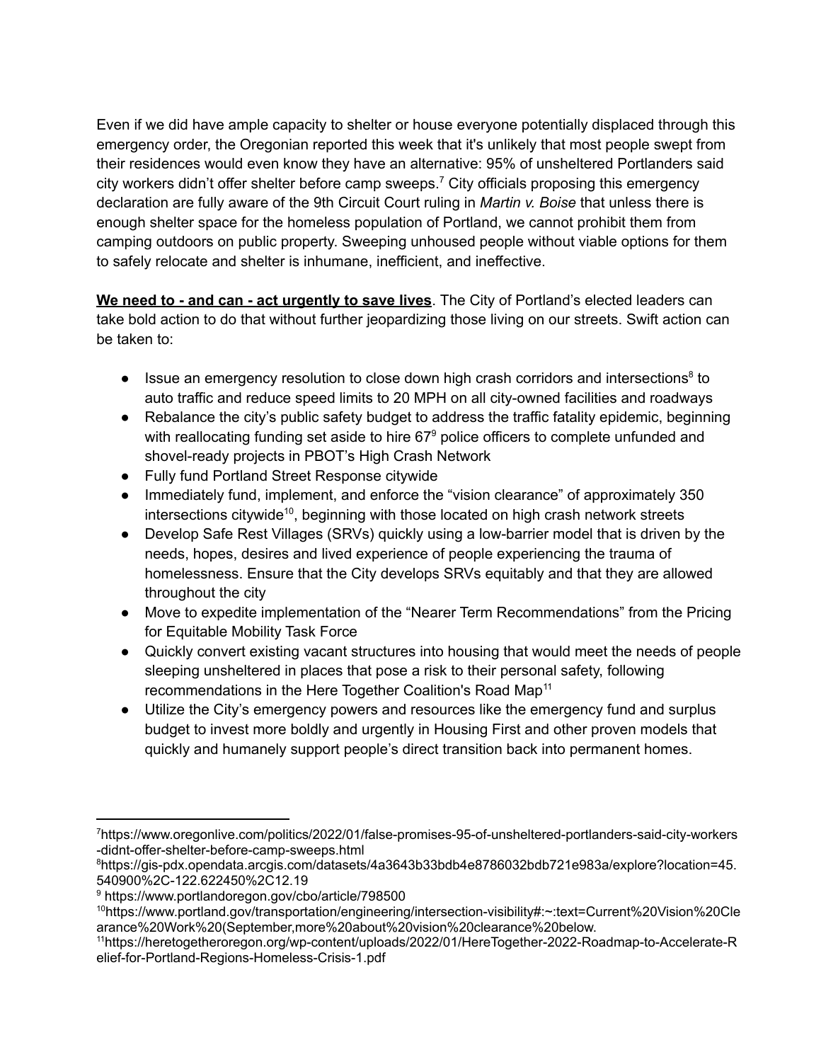Even if we did have ample capacity to shelter or house everyone potentially displaced through this emergency order, the Oregonian reported this week that it's unlikely that most people swept from their residences would even know they have an alternative: 95% of unsheltered Portlanders said city workers didn't offer shelter before camp sweeps.[7] City officials proposing this emergency declaration are fully aware of the 9th Circuit Court ruling in *Martin v. Boise* that unless there is enough shelter space for the homeless population of Portland, we cannot prohibit them from camping outdoors on public property. Sweeping unhoused people without viable options for them to safely relocate and shelter is inhumane, inefficient, and ineffective.

**We need to - and can - act urgently to save lives**. The City of Portland's elected leaders can take bold action to do that without further jeopardizing those living on our streets. Swift action can be taken to:

- Issue an emergency resolution to close down high crash corridors and intersections[8] to auto traffic and reduce speed limits to 20 MPH on all city-owned facilities and roadways
- Rebalance the city's public safety budget to address the traffic fatality epidemic, beginning with reallocating funding set aside to hire 67[9] police officers to complete unfunded and shovel-ready projects in PBOT's High Crash Network
- Fully fund Portland Street Response citywide
- Immediately fund, implement, and enforce the "vision clearance" of approximately 350 intersections citywide[10], beginning with those located on high crash network streets
- Develop Safe Rest Villages (SRVs) quickly using a low-barrier model that is driven by the needs, hopes, desires and lived experience of people experiencing the trauma of homelessness. Ensure that the City develops SRVs equitably and that they are allowed throughout the city
- Move to expedite implementation of the "Nearer Term Recommendations" from the Pricing for Equitable Mobility Task Force
- Quickly convert existing vacant structures into housing that would meet the needs of people sleeping unsheltered in places that pose a risk to their personal safety, following recommendations in the Here Together Coalition's Road Map[11]
- Utilize the City's emergency powers and resources like the emergency fund and surplus budget to invest more boldly and urgently in Housing First and other proven models that quickly and humanely support people's direct transition back into permanent homes.

---

[7] https://www.oregonlive.com/politics/2022/01/false-promises-95-of-unsheltered-portlanders-said-city-workers-didnt-offer-shelter-before-camp-sweeps.html

[8] https://gis-pdx.opendata.arcgis.com/datasets/4a3643b33bdb4e8786032bdb721e983a/explore?location=45.540900%2C-122.622450%2C12.19

[9] https://www.portlandoregon.gov/cbo/article/798500

[10] https://www.portland.gov/transportation/engineering/intersection-visibility#:~:text=Current%20Vision%20Clearance%20Work%20(September,more%20about%20vision%20clearance%20below.

[11] https://heretogetheroregon.org/wp-content/uploads/2022/01/HereTogether-2022-Roadmap-to-Accelerate-Relief-for-Portland-Regions-Homeless-Crisis-1.pdf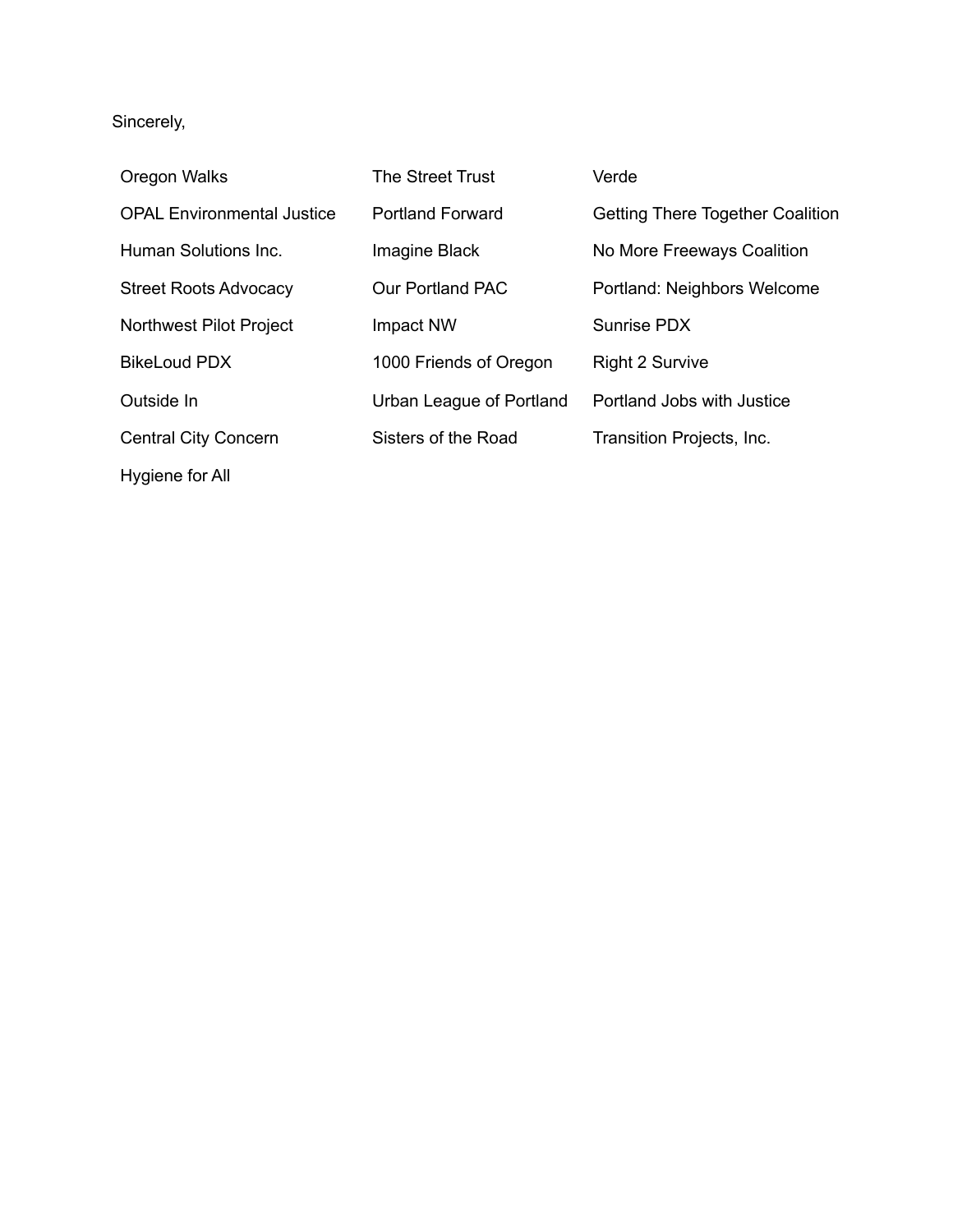Sincerely,

Oregon Walks
OPAL Environmental Justice
Human Solutions Inc.
Street Roots Advocacy
Northwest Pilot Project
BikeLoud PDX
Outside In
Central City Concern
Hygiene for All
The Street Trust
Portland Forward
Imagine Black
Our Portland PAC
Impact NW
1000 Friends of Oregon
Urban League of Portland
Sisters of the Road
Verde
Getting There Together Coalition
No More Freeways Coalition
Portland: Neighbors Welcome
Sunrise PDX
Right 2 Survive
Portland Jobs with Justice
Transition Projects, Inc.